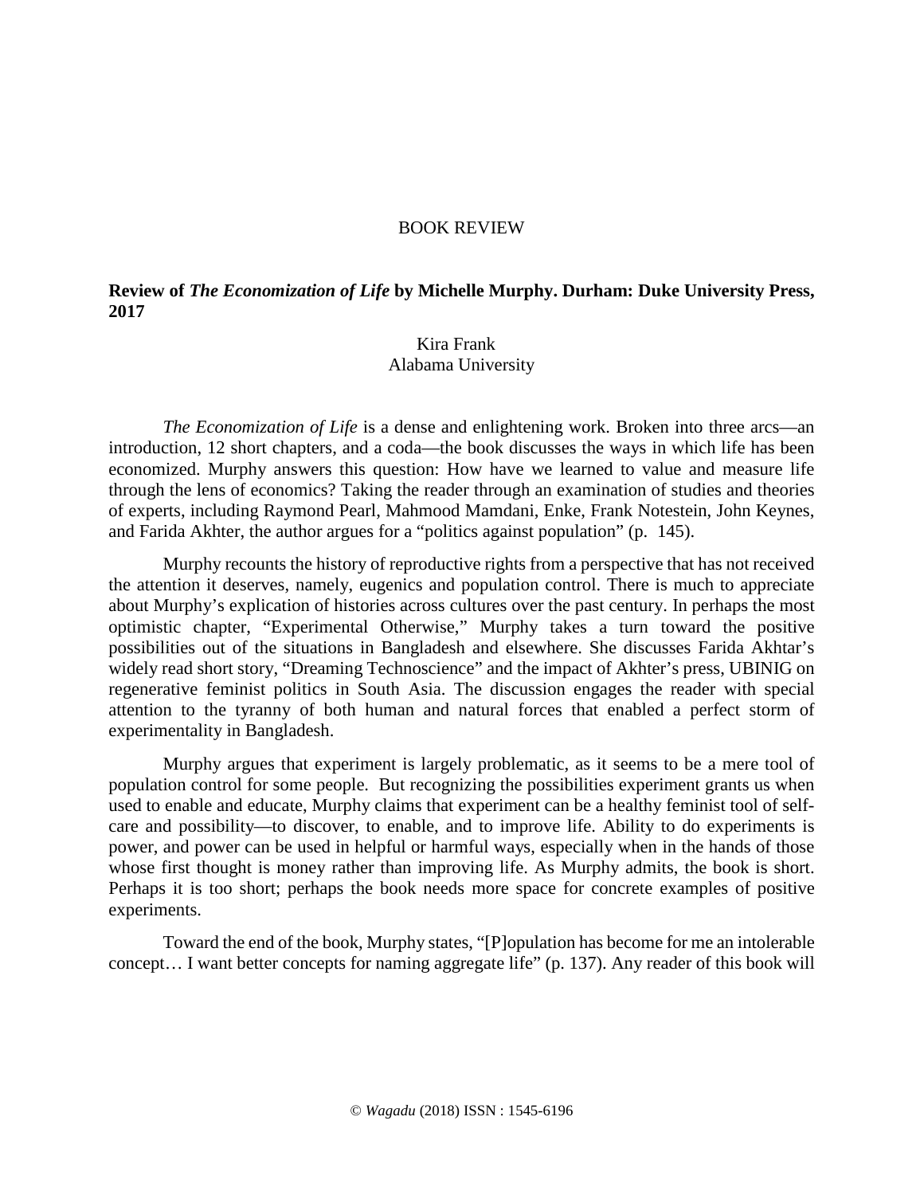BOOK REVIEW

**Review of *The Economization of Life* by Michelle Murphy. Durham: Duke University Press, 2017**

Kira Frank
Alabama University

*The Economization of Life* is a dense and enlightening work. Broken into three arcs—an introduction, 12 short chapters, and a coda—the book discusses the ways in which life has been economized. Murphy answers this question: How have we learned to value and measure life through the lens of economics? Taking the reader through an examination of studies and theories of experts, including Raymond Pearl, Mahmood Mamdani, Enke, Frank Notestein, John Keynes, and Farida Akhter, the author argues for a "politics against population" (p. 145).

Murphy recounts the history of reproductive rights from a perspective that has not received the attention it deserves, namely, eugenics and population control. There is much to appreciate about Murphy's explication of histories across cultures over the past century. In perhaps the most optimistic chapter, "Experimental Otherwise," Murphy takes a turn toward the positive possibilities out of the situations in Bangladesh and elsewhere. She discusses Farida Akhtar's widely read short story, "Dreaming Technoscience" and the impact of Akhter's press, UBINIG on regenerative feminist politics in South Asia. The discussion engages the reader with special attention to the tyranny of both human and natural forces that enabled a perfect storm of experimentality in Bangladesh.

Murphy argues that experiment is largely problematic, as it seems to be a mere tool of population control for some people. But recognizing the possibilities experiment grants us when used to enable and educate, Murphy claims that experiment can be a healthy feminist tool of self-care and possibility—to discover, to enable, and to improve life. Ability to do experiments is power, and power can be used in helpful or harmful ways, especially when in the hands of those whose first thought is money rather than improving life. As Murphy admits, the book is short. Perhaps it is too short; perhaps the book needs more space for concrete examples of positive experiments.

Toward the end of the book, Murphy states, "[P]opulation has become for me an intolerable concept… I want better concepts for naming aggregate life" (p. 137). Any reader of this book will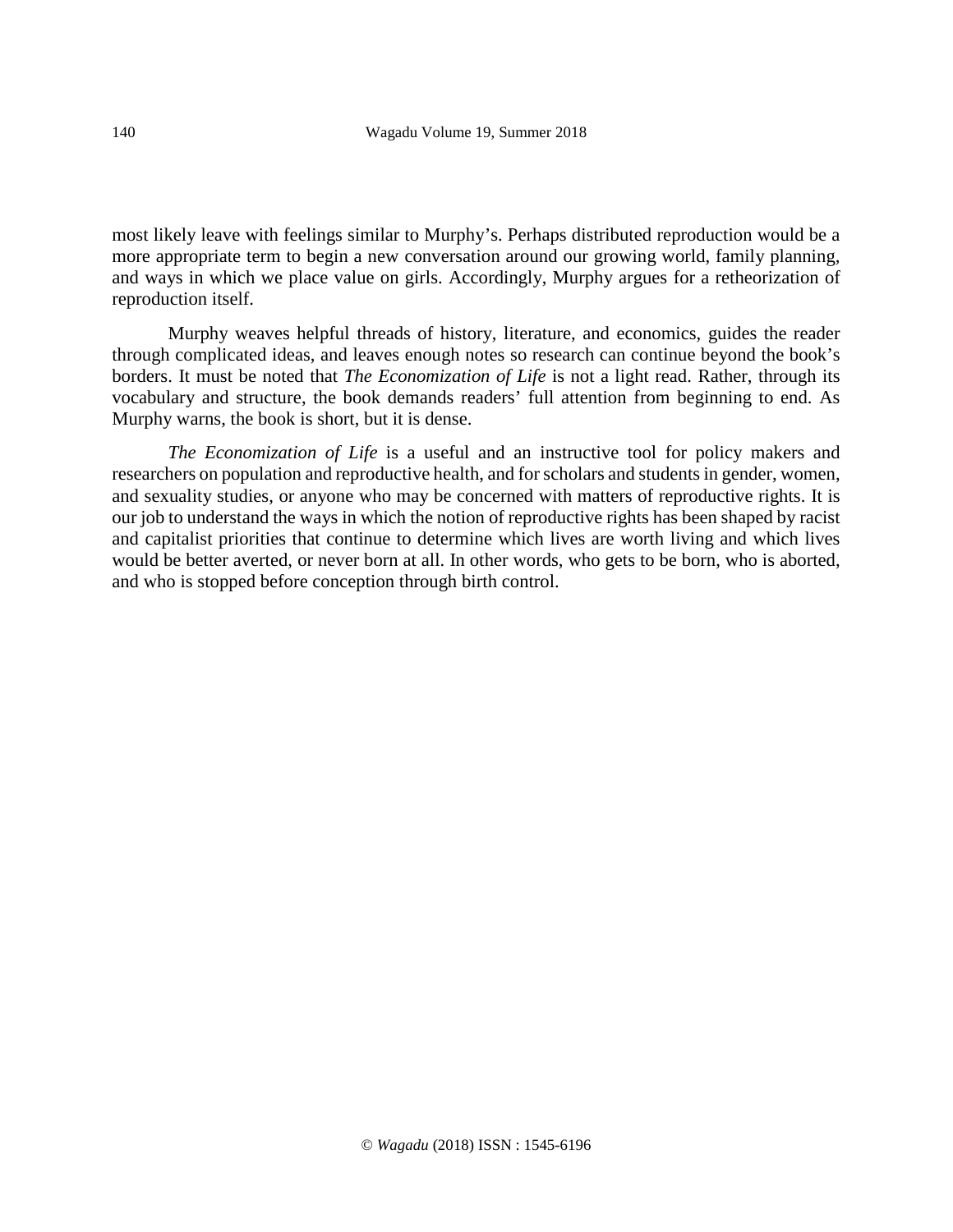most likely leave with feelings similar to Murphy's. Perhaps distributed reproduction would be a more appropriate term to begin a new conversation around our growing world, family planning, and ways in which we place value on girls. Accordingly, Murphy argues for a retheorization of reproduction itself.

Murphy weaves helpful threads of history, literature, and economics, guides the reader through complicated ideas, and leaves enough notes so research can continue beyond the book's borders. It must be noted that *The Economization of Life* is not a light read. Rather, through its vocabulary and structure, the book demands readers' full attention from beginning to end. As Murphy warns, the book is short, but it is dense.

*The Economization of Life* is a useful and an instructive tool for policy makers and researchers on population and reproductive health, and for scholars and students in gender, women, and sexuality studies, or anyone who may be concerned with matters of reproductive rights. It is our job to understand the ways in which the notion of reproductive rights has been shaped by racist and capitalist priorities that continue to determine which lives are worth living and which lives would be better averted, or never born at all. In other words, who gets to be born, who is aborted, and who is stopped before conception through birth control.